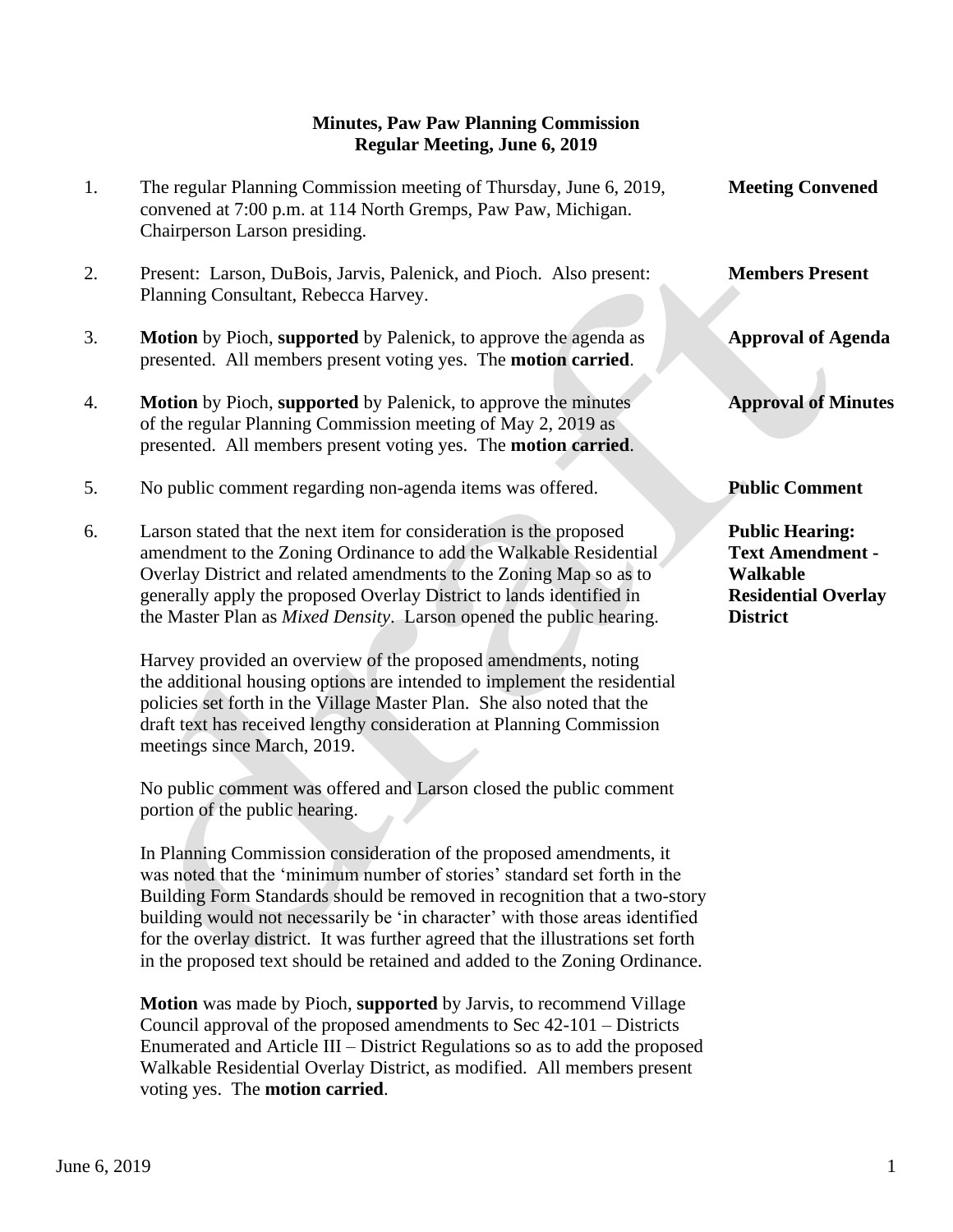**Minutes, Paw Paw Planning Commission**
**Regular Meeting, June 6, 2019**

1. The regular Planning Commission meeting of Thursday, June 6, 2019, convened at 7:00 p.m. at 114 North Gremps, Paw Paw, Michigan. Chairperson Larson presiding. — **Meeting Convened**

2. Present: Larson, DuBois, Jarvis, Palenick, and Pioch. Also present: Planning Consultant, Rebecca Harvey. — **Members Present**

3. **Motion** by Pioch, **supported** by Palenick, to approve the agenda as presented. All members present voting yes. The **motion carried**. — **Approval of Agenda**

4. **Motion** by Pioch, **supported** by Palenick, to approve the minutes of the regular Planning Commission meeting of May 2, 2019 as presented. All members present voting yes. The **motion carried**. — **Approval of Minutes**

5. No public comment regarding non-agenda items was offered. — **Public Comment**

6. Larson stated that the next item for consideration is the proposed amendment to the Zoning Ordinance to add the Walkable Residential Overlay District and related amendments to the Zoning Map so as to generally apply the proposed Overlay District to lands identified in the Master Plan as *Mixed Density*. Larson opened the public hearing. — **Public Hearing: Text Amendment - Walkable Residential Overlay District**

   Harvey provided an overview of the proposed amendments, noting the additional housing options are intended to implement the residential policies set forth in the Village Master Plan. She also noted that the draft text has received lengthy consideration at Planning Commission meetings since March, 2019.

   No public comment was offered and Larson closed the public comment portion of the public hearing.

   In Planning Commission consideration of the proposed amendments, it was noted that the 'minimum number of stories' standard set forth in the Building Form Standards should be removed in recognition that a two-story building would not necessarily be 'in character' with those areas identified for the overlay district. It was further agreed that the illustrations set forth in the proposed text should be retained and added to the Zoning Ordinance.

   **Motion** was made by Pioch, **supported** by Jarvis, to recommend Village Council approval of the proposed amendments to Sec 42-101 – Districts Enumerated and Article III – District Regulations so as to add the proposed Walkable Residential Overlay District, as modified. All members present voting yes. The **motion carried**.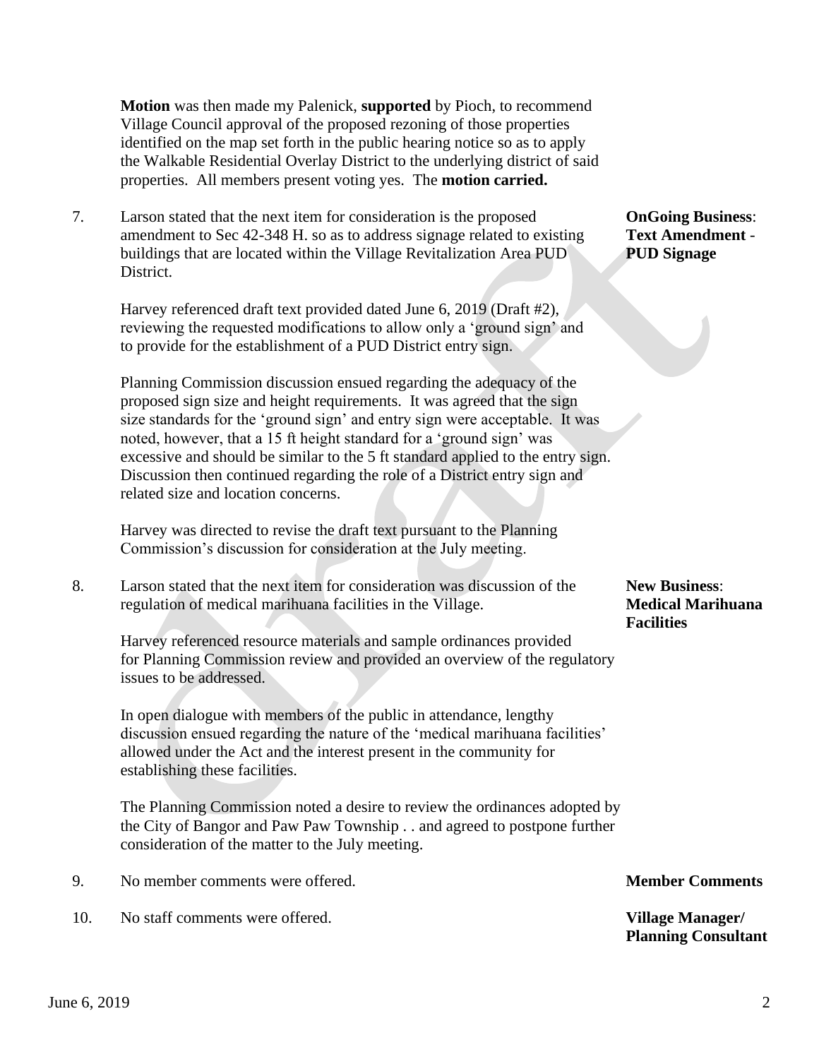**Motion** was then made my Palenick, **supported** by Pioch, to recommend Village Council approval of the proposed rezoning of those properties identified on the map set forth in the public hearing notice so as to apply the Walkable Residential Overlay District to the underlying district of said properties. All members present voting yes. The **motion carried.**

**OnGoing Business**: **Text Amendment - PUD Signage**

7. Larson stated that the next item for consideration is the proposed amendment to Sec 42-348 H. so as to address signage related to existing buildings that are located within the Village Revitalization Area PUD District.

   Harvey referenced draft text provided dated June 6, 2019 (Draft #2), reviewing the requested modifications to allow only a 'ground sign' and to provide for the establishment of a PUD District entry sign.

   Planning Commission discussion ensued regarding the adequacy of the proposed sign size and height requirements. It was agreed that the sign size standards for the 'ground sign' and entry sign were acceptable. It was noted, however, that a 15 ft height standard for a 'ground sign' was excessive and should be similar to the 5 ft standard applied to the entry sign. Discussion then continued regarding the role of a District entry sign and related size and location concerns.

   Harvey was directed to revise the draft text pursuant to the Planning Commission's discussion for consideration at the July meeting.

**New Business**: **Medical Marihuana Facilities**

8. Larson stated that the next item for consideration was discussion of the regulation of medical marihuana facilities in the Village.

   Harvey referenced resource materials and sample ordinances provided for Planning Commission review and provided an overview of the regulatory issues to be addressed.

   In open dialogue with members of the public in attendance, lengthy discussion ensued regarding the nature of the 'medical marihuana facilities' allowed under the Act and the interest present in the community for establishing these facilities.

   The Planning Commission noted a desire to review the ordinances adopted by the City of Bangor and Paw Paw Township . . and agreed to postpone further consideration of the matter to the July meeting.

**Member Comments**

9. No member comments were offered.

**Village Manager/ Planning Consultant**

10. No staff comments were offered.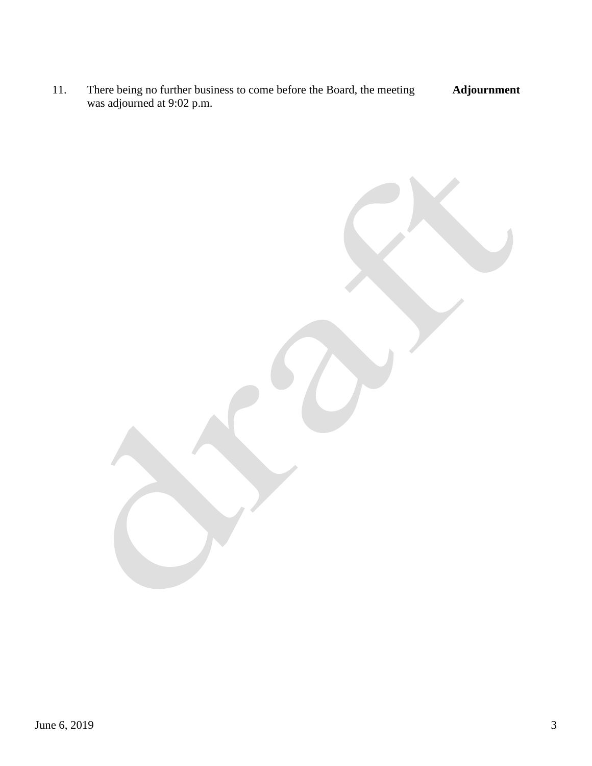11. There being no further business to come before the Board, the meeting was adjourned at 9:02 p.m. **Adjournment**